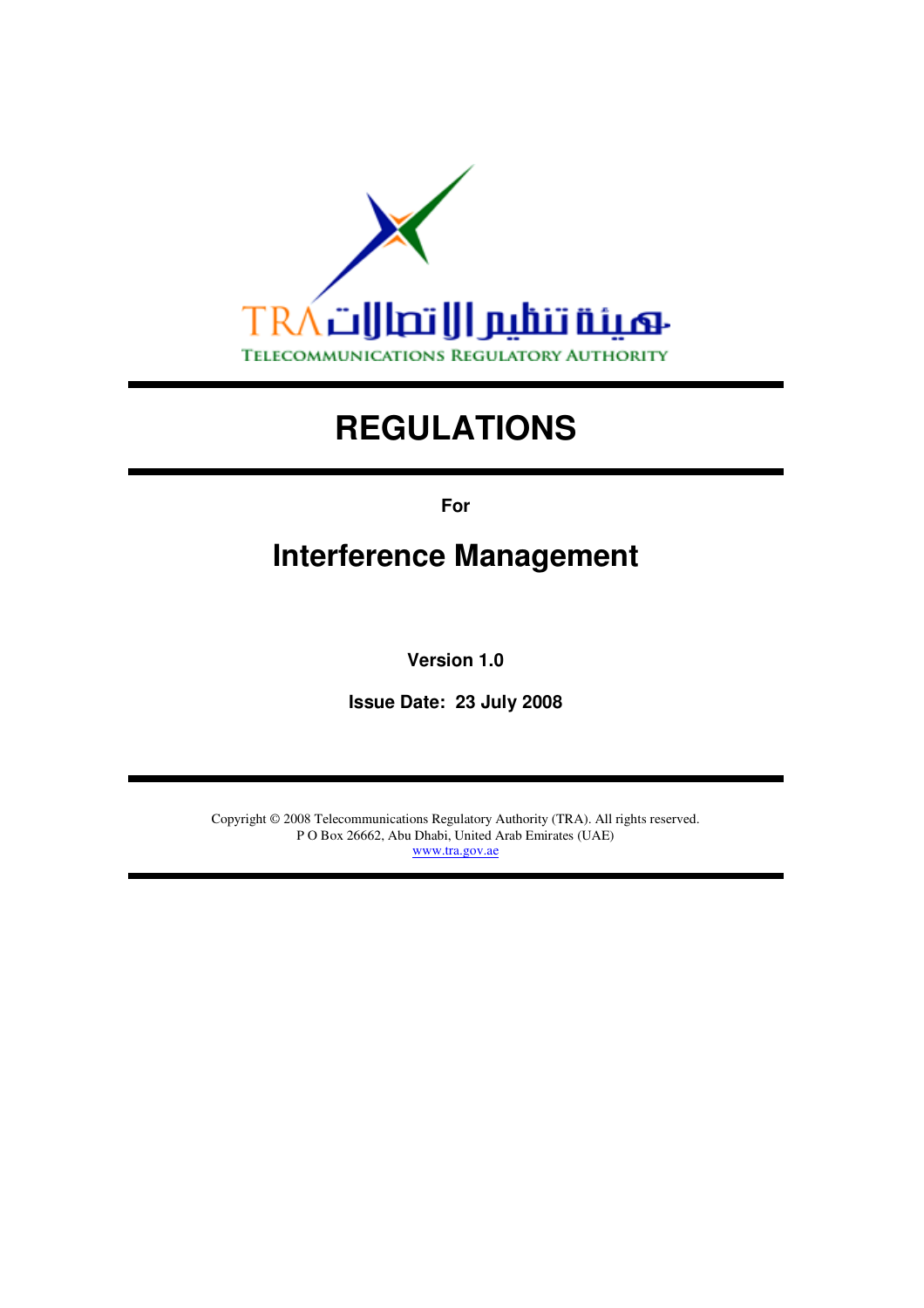TRA هيئة تنظيم الاتصالات

TELECOMMUNICATIONS REGULATORY AUTHORITY

# REGULATIONS

**For**

## Interference Management

**Version 1.0**

**Issue Date: 23 July 2008**

Copyright © 2008 Telecommunications Regulatory Authority (TRA). All rights reserved.
P O Box 26662, Abu Dhabi, United Arab Emirates (UAE)
www.tra.gov.ae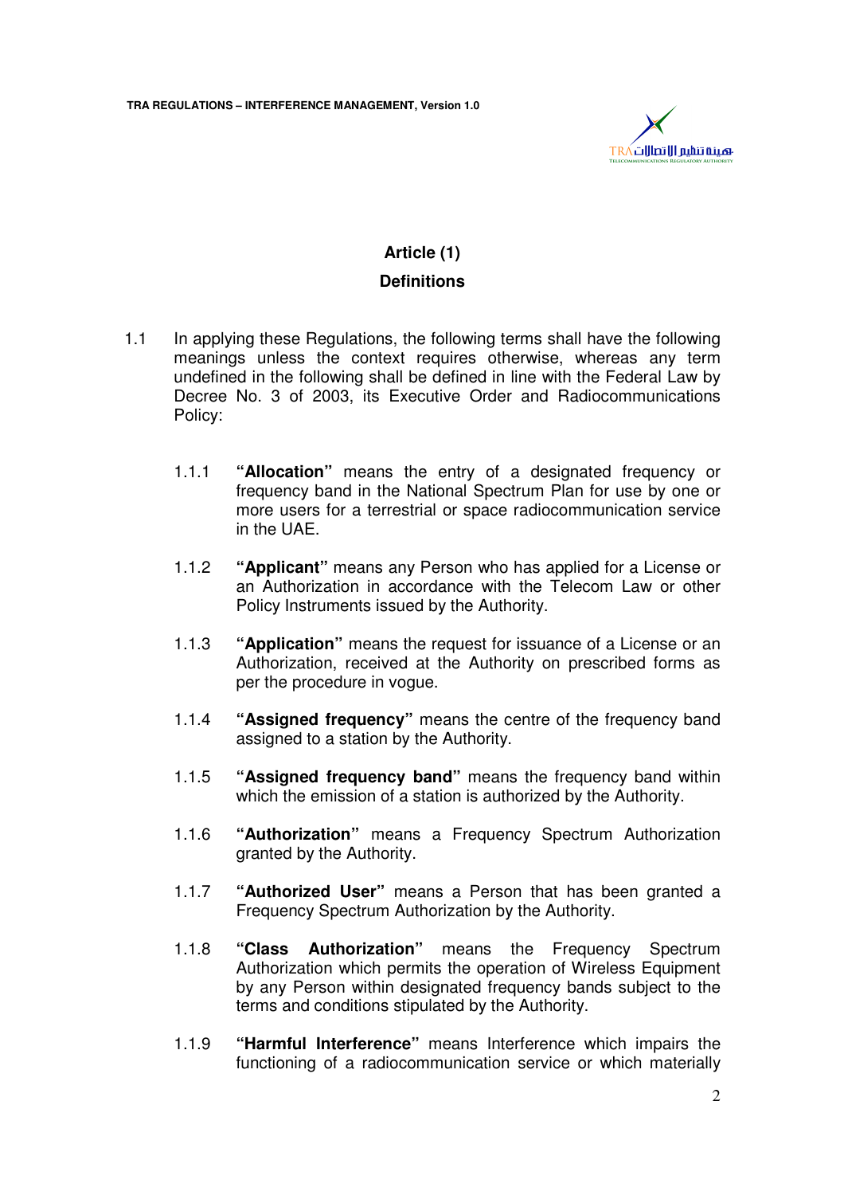## Article (1)

## Definitions

1.1 In applying these Regulations, the following terms shall have the following meanings unless the context requires otherwise, whereas any term undefined in the following shall be defined in line with the Federal Law by Decree No. 3 of 2003, its Executive Order and Radiocommunications Policy:

1.1.1 **"Allocation"** means the entry of a designated frequency or frequency band in the National Spectrum Plan for use by one or more users for a terrestrial or space radiocommunication service in the UAE.

1.1.2 **"Applicant"** means any Person who has applied for a License or an Authorization in accordance with the Telecom Law or other Policy Instruments issued by the Authority.

1.1.3 **"Application"** means the request for issuance of a License or an Authorization, received at the Authority on prescribed forms as per the procedure in vogue.

1.1.4 **"Assigned frequency"** means the centre of the frequency band assigned to a station by the Authority.

1.1.5 **"Assigned frequency band"** means the frequency band within which the emission of a station is authorized by the Authority.

1.1.6 **"Authorization"** means a Frequency Spectrum Authorization granted by the Authority.

1.1.7 **"Authorized User"** means a Person that has been granted a Frequency Spectrum Authorization by the Authority.

1.1.8 **"Class Authorization"** means the Frequency Spectrum Authorization which permits the operation of Wireless Equipment by any Person within designated frequency bands subject to the terms and conditions stipulated by the Authority.

1.1.9 **"Harmful Interference"** means Interference which impairs the functioning of a radiocommunication service or which materially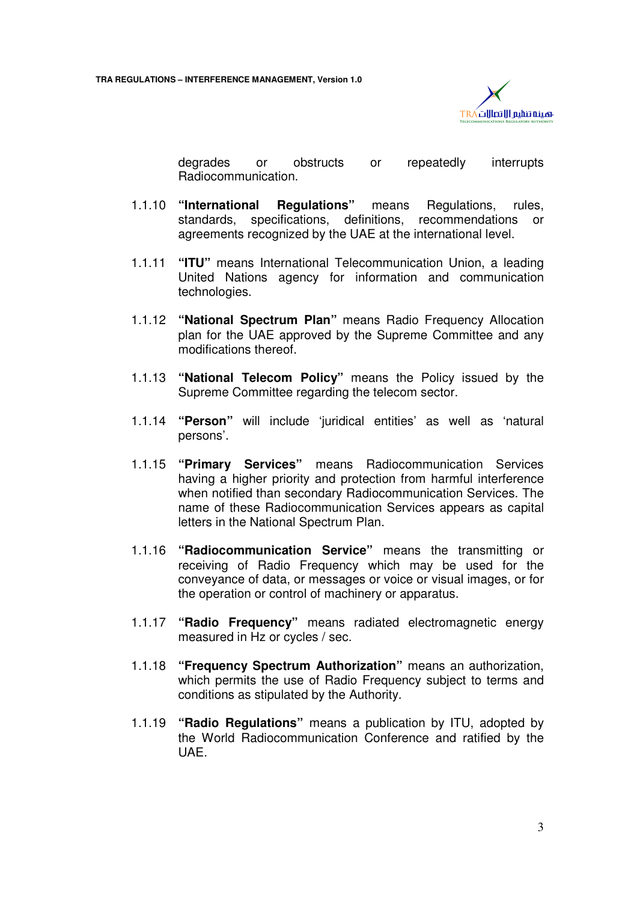degrades or obstructs or repeatedly interrupts Radiocommunication.

1.1.10 **"International Regulations"** means Regulations, rules, standards, specifications, definitions, recommendations or agreements recognized by the UAE at the international level.

1.1.11 **"ITU"** means International Telecommunication Union, a leading United Nations agency for information and communication technologies.

1.1.12 **"National Spectrum Plan"** means Radio Frequency Allocation plan for the UAE approved by the Supreme Committee and any modifications thereof.

1.1.13 **"National Telecom Policy"** means the Policy issued by the Supreme Committee regarding the telecom sector.

1.1.14 **"Person"** will include 'juridical entities' as well as 'natural persons'.

1.1.15 **"Primary Services"** means Radiocommunication Services having a higher priority and protection from harmful interference when notified than secondary Radiocommunication Services. The name of these Radiocommunication Services appears as capital letters in the National Spectrum Plan.

1.1.16 **"Radiocommunication Service"** means the transmitting or receiving of Radio Frequency which may be used for the conveyance of data, or messages or voice or visual images, or for the operation or control of machinery or apparatus.

1.1.17 **"Radio Frequency"** means radiated electromagnetic energy measured in Hz or cycles / sec.

1.1.18 **"Frequency Spectrum Authorization"** means an authorization, which permits the use of Radio Frequency subject to terms and conditions as stipulated by the Authority.

1.1.19 **"Radio Regulations"** means a publication by ITU, adopted by the World Radiocommunication Conference and ratified by the UAE.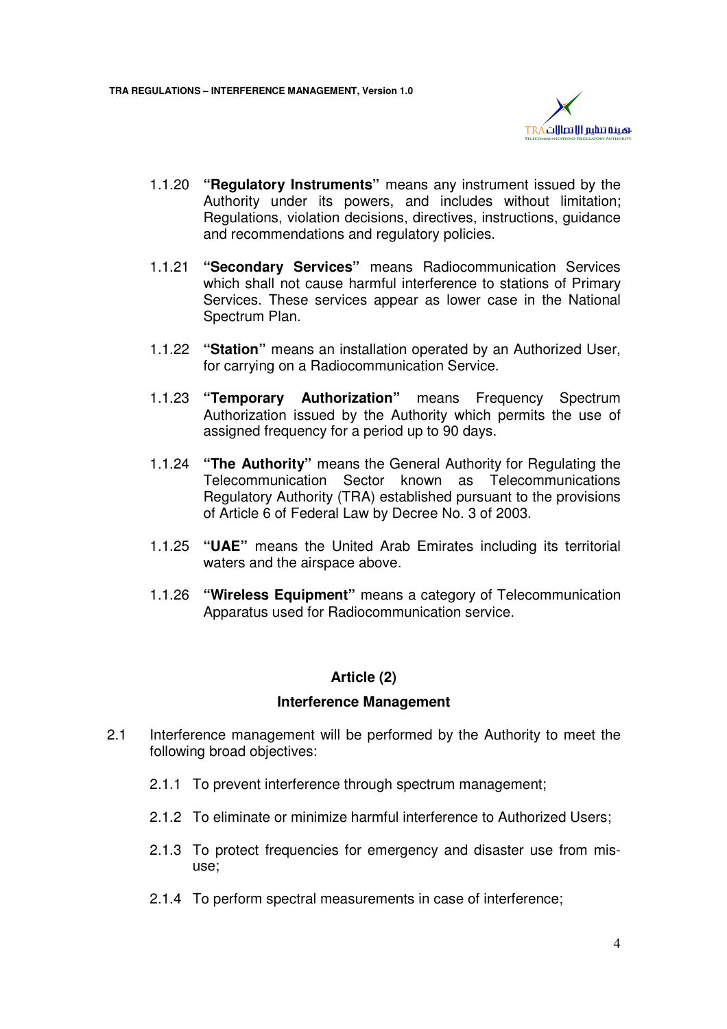1.1.20 **"Regulatory Instruments"** means any instrument issued by the Authority under its powers, and includes without limitation; Regulations, violation decisions, directives, instructions, guidance and recommendations and regulatory policies.

1.1.21 **"Secondary Services"** means Radiocommunication Services which shall not cause harmful interference to stations of Primary Services. These services appear as lower case in the National Spectrum Plan.

1.1.22 **"Station"** means an installation operated by an Authorized User, for carrying on a Radiocommunication Service.

1.1.23 **"Temporary Authorization"** means Frequency Spectrum Authorization issued by the Authority which permits the use of assigned frequency for a period up to 90 days.

1.1.24 **"The Authority"** means the General Authority for Regulating the Telecommunication Sector known as Telecommunications Regulatory Authority (TRA) established pursuant to the provisions of Article 6 of Federal Law by Decree No. 3 of 2003.

1.1.25 **"UAE"** means the United Arab Emirates including its territorial waters and the airspace above.

1.1.26 **"Wireless Equipment"** means a category of Telecommunication Apparatus used for Radiocommunication service.

## Article (2)

### Interference Management

2.1 Interference management will be performed by the Authority to meet the following broad objectives:

2.1.1 To prevent interference through spectrum management;

2.1.2 To eliminate or minimize harmful interference to Authorized Users;

2.1.3 To protect frequencies for emergency and disaster use from mis-use;

2.1.4 To perform spectral measurements in case of interference;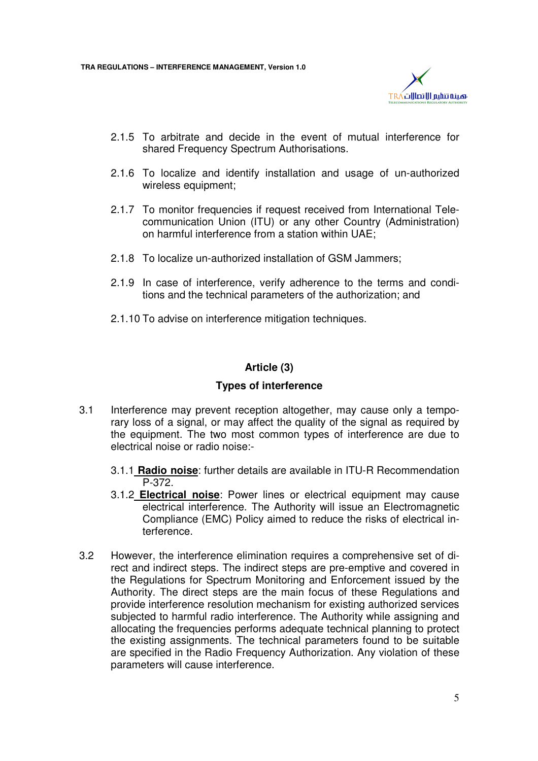2.1.5 To arbitrate and decide in the event of mutual interference for shared Frequency Spectrum Authorisations.

2.1.6 To localize and identify installation and usage of un-authorized wireless equipment;

2.1.7 To monitor frequencies if request received from International Telecommunication Union (ITU) or any other Country (Administration) on harmful interference from a station within UAE;

2.1.8 To localize un-authorized installation of GSM Jammers;

2.1.9 In case of interference, verify adherence to the terms and conditions and the technical parameters of the authorization; and

2.1.10 To advise on interference mitigation techniques.

## Article (3)

## Types of interference

3.1 Interference may prevent reception altogether, may cause only a temporary loss of a signal, or may affect the quality of the signal as required by the equipment. The two most common types of interference are due to electrical noise or radio noise:-

3.1.1 **Radio noise**: further details are available in ITU-R Recommendation P-372.

3.1.2 **Electrical noise**: Power lines or electrical equipment may cause electrical interference. The Authority will issue an Electromagnetic Compliance (EMC) Policy aimed to reduce the risks of electrical interference.

3.2 However, the interference elimination requires a comprehensive set of direct and indirect steps. The indirect steps are pre-emptive and covered in the Regulations for Spectrum Monitoring and Enforcement issued by the Authority. The direct steps are the main focus of these Regulations and provide interference resolution mechanism for existing authorized services subjected to harmful radio interference. The Authority while assigning and allocating the frequencies performs adequate technical planning to protect the existing assignments. The technical parameters found to be suitable are specified in the Radio Frequency Authorization. Any violation of these parameters will cause interference.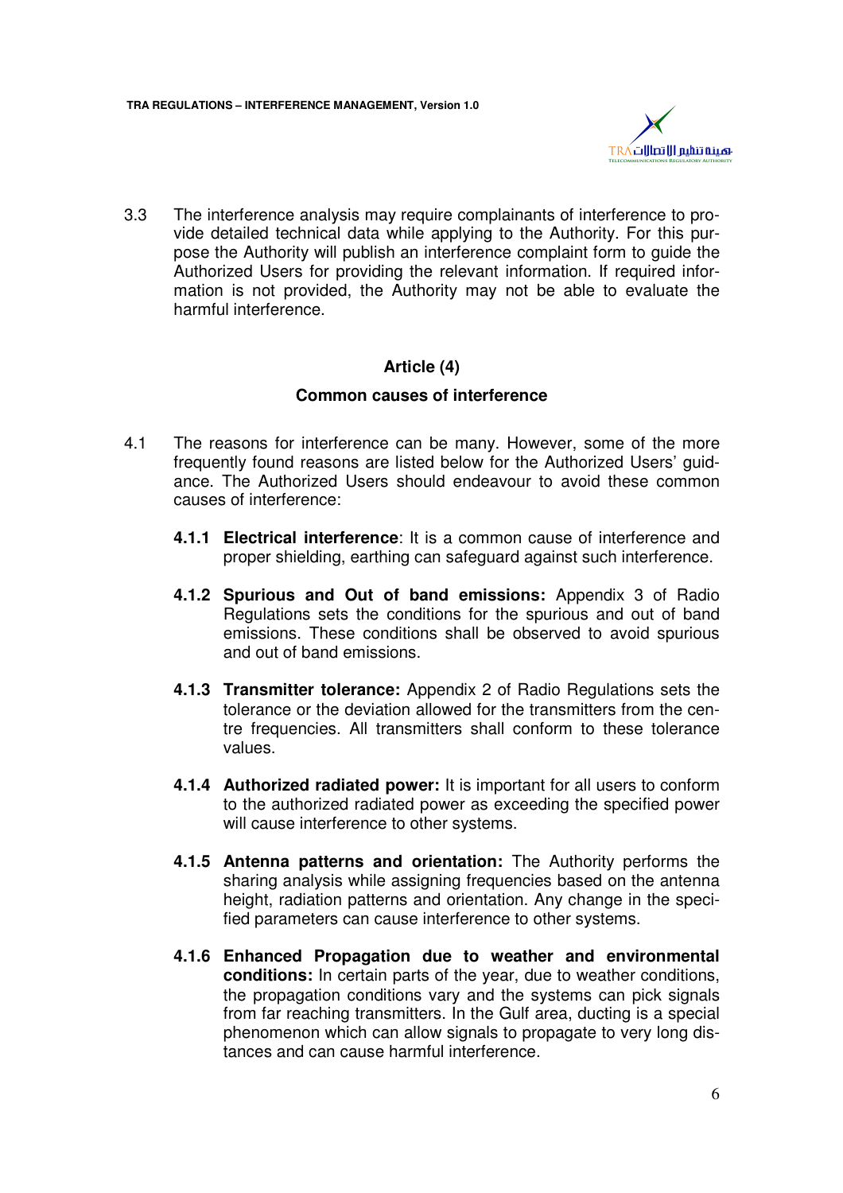3.3 The interference analysis may require complainants of interference to provide detailed technical data while applying to the Authority. For this purpose the Authority will publish an interference complaint form to guide the Authorized Users for providing the relevant information. If required information is not provided, the Authority may not be able to evaluate the harmful interference.

## Article (4)

### Common causes of interference

4.1 The reasons for interference can be many. However, some of the more frequently found reasons are listed below for the Authorized Users' guidance. The Authorized Users should endeavour to avoid these common causes of interference:

**4.1.1 Electrical interference**: It is a common cause of interference and proper shielding, earthing can safeguard against such interference.

**4.1.2 Spurious and Out of band emissions:** Appendix 3 of Radio Regulations sets the conditions for the spurious and out of band emissions. These conditions shall be observed to avoid spurious and out of band emissions.

**4.1.3 Transmitter tolerance:** Appendix 2 of Radio Regulations sets the tolerance or the deviation allowed for the transmitters from the centre frequencies. All transmitters shall conform to these tolerance values.

**4.1.4 Authorized radiated power:** It is important for all users to conform to the authorized radiated power as exceeding the specified power will cause interference to other systems.

**4.1.5 Antenna patterns and orientation:** The Authority performs the sharing analysis while assigning frequencies based on the antenna height, radiation patterns and orientation. Any change in the specified parameters can cause interference to other systems.

**4.1.6 Enhanced Propagation due to weather and environmental conditions:** In certain parts of the year, due to weather conditions, the propagation conditions vary and the systems can pick signals from far reaching transmitters. In the Gulf area, ducting is a special phenomenon which can allow signals to propagate to very long distances and can cause harmful interference.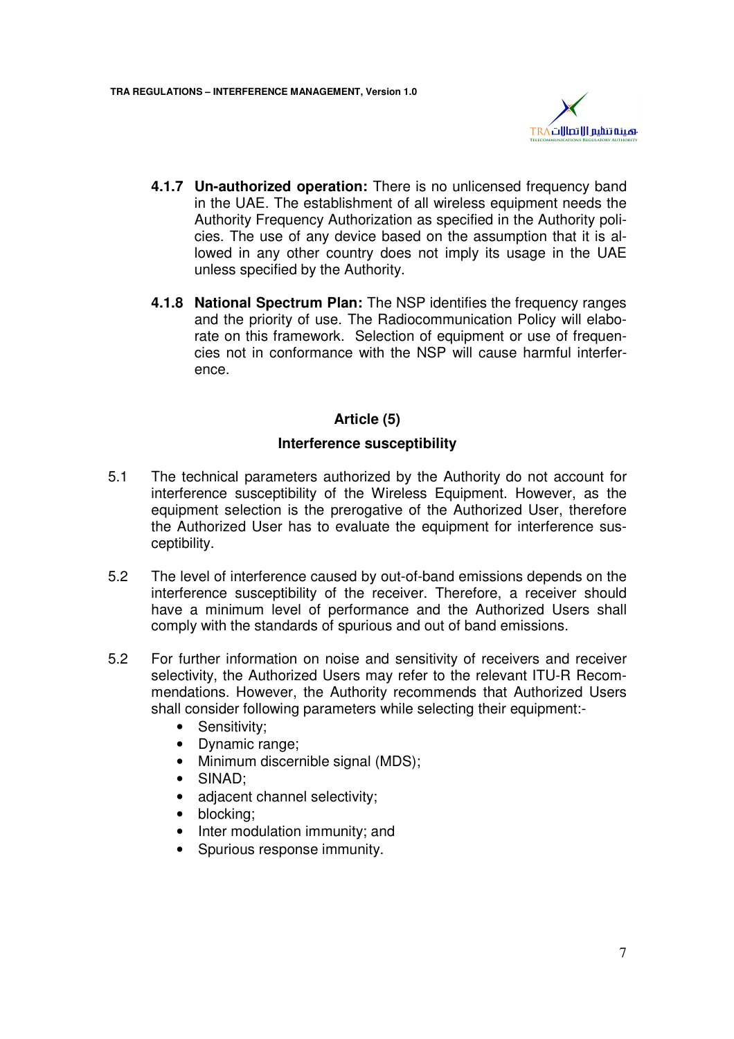**4.1.7 Un-authorized operation:** There is no unlicensed frequency band in the UAE. The establishment of all wireless equipment needs the Authority Frequency Authorization as specified in the Authority policies. The use of any device based on the assumption that it is allowed in any other country does not imply its usage in the UAE unless specified by the Authority.

**4.1.8 National Spectrum Plan:** The NSP identifies the frequency ranges and the priority of use. The Radiocommunication Policy will elaborate on this framework. Selection of equipment or use of frequencies not in conformance with the NSP will cause harmful interference.

## Article (5)

### Interference susceptibility

5.1 The technical parameters authorized by the Authority do not account for interference susceptibility of the Wireless Equipment. However, as the equipment selection is the prerogative of the Authorized User, therefore the Authorized User has to evaluate the equipment for interference susceptibility.

5.2 The level of interference caused by out-of-band emissions depends on the interference susceptibility of the receiver. Therefore, a receiver should have a minimum level of performance and the Authorized Users shall comply with the standards of spurious and out of band emissions.

5.2 For further information on noise and sensitivity of receivers and receiver selectivity, the Authorized Users may refer to the relevant ITU-R Recommendations. However, the Authority recommends that Authorized Users shall consider following parameters while selecting their equipment:-

- Sensitivity;
- Dynamic range;
- Minimum discernible signal (MDS);
- SINAD;
- adjacent channel selectivity;
- blocking;
- Inter modulation immunity; and
- Spurious response immunity.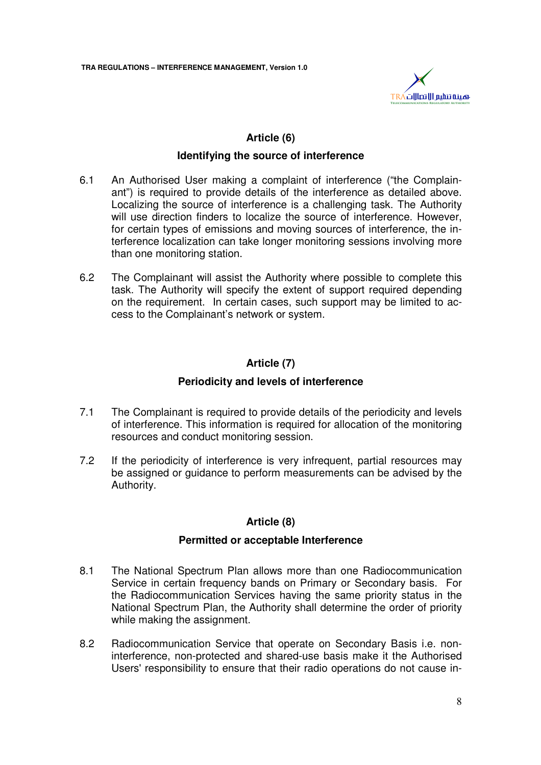## Article (6)

### Identifying the source of interference

6.1 An Authorised User making a complaint of interference ("the Complainant") is required to provide details of the interference as detailed above. Localizing the source of interference is a challenging task. The Authority will use direction finders to localize the source of interference. However, for certain types of emissions and moving sources of interference, the interference localization can take longer monitoring sessions involving more than one monitoring station.

6.2 The Complainant will assist the Authority where possible to complete this task. The Authority will specify the extent of support required depending on the requirement. In certain cases, such support may be limited to access to the Complainant's network or system.

## Article (7)

### Periodicity and levels of interference

7.1 The Complainant is required to provide details of the periodicity and levels of interference. This information is required for allocation of the monitoring resources and conduct monitoring session.

7.2 If the periodicity of interference is very infrequent, partial resources may be assigned or guidance to perform measurements can be advised by the Authority.

## Article (8)

### Permitted or acceptable Interference

8.1 The National Spectrum Plan allows more than one Radiocommunication Service in certain frequency bands on Primary or Secondary basis. For the Radiocommunication Services having the same priority status in the National Spectrum Plan, the Authority shall determine the order of priority while making the assignment.

8.2 Radiocommunication Service that operate on Secondary Basis i.e. non-interference, non-protected and shared-use basis make it the Authorised Users' responsibility to ensure that their radio operations do not cause in-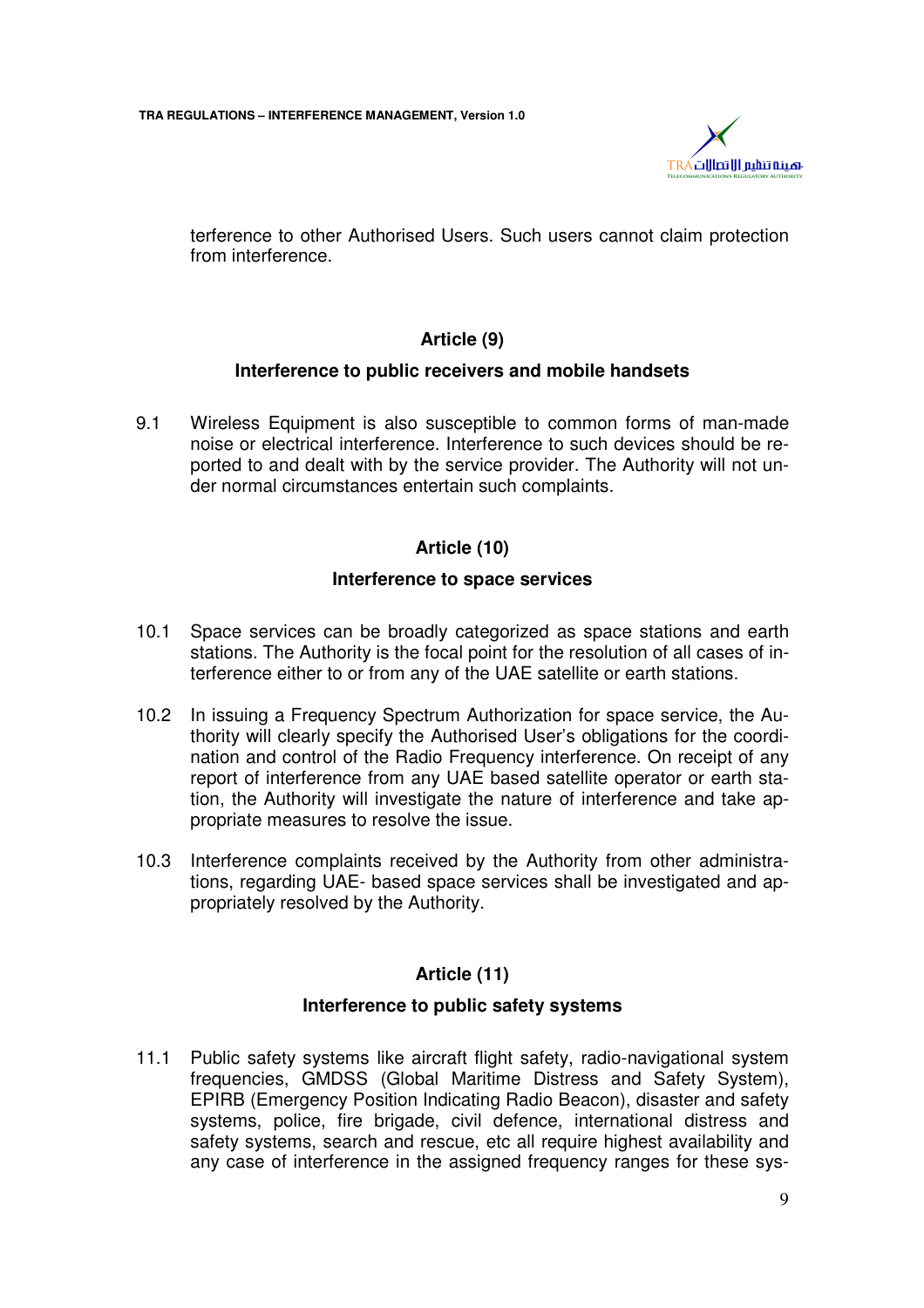terference to other Authorised Users. Such users cannot claim protection from interference.

## Article (9)

### Interference to public receivers and mobile handsets

9.1 Wireless Equipment is also susceptible to common forms of man-made noise or electrical interference. Interference to such devices should be reported to and dealt with by the service provider. The Authority will not under normal circumstances entertain such complaints.

## Article (10)

### Interference to space services

10.1 Space services can be broadly categorized as space stations and earth stations. The Authority is the focal point for the resolution of all cases of interference either to or from any of the UAE satellite or earth stations.

10.2 In issuing a Frequency Spectrum Authorization for space service, the Authority will clearly specify the Authorised User's obligations for the coordination and control of the Radio Frequency interference. On receipt of any report of interference from any UAE based satellite operator or earth station, the Authority will investigate the nature of interference and take appropriate measures to resolve the issue.

10.3 Interference complaints received by the Authority from other administrations, regarding UAE- based space services shall be investigated and appropriately resolved by the Authority.

## Article (11)

### Interference to public safety systems

11.1 Public safety systems like aircraft flight safety, radio-navigational system frequencies, GMDSS (Global Maritime Distress and Safety System), EPIRB (Emergency Position Indicating Radio Beacon), disaster and safety systems, police, fire brigade, civil defence, international distress and safety systems, search and rescue, etc all require highest availability and any case of interference in the assigned frequency ranges for these sys-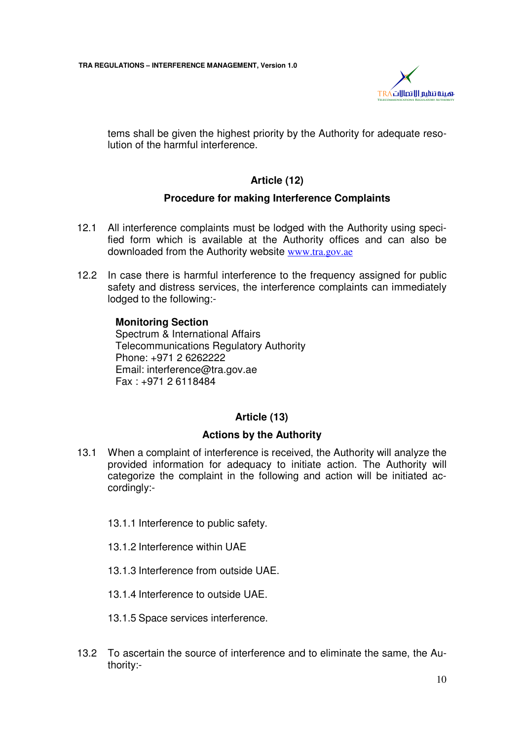tems shall be given the highest priority by the Authority for adequate resolution of the harmful interference.

## Article (12)

### Procedure for making Interference Complaints

12.1 All interference complaints must be lodged with the Authority using specified form which is available at the Authority offices and can also be downloaded from the Authority website www.tra.gov.ae

12.2 In case there is harmful interference to the frequency assigned for public safety and distress services, the interference complaints can immediately lodged to the following:-

**Monitoring Section**
Spectrum & International Affairs
Telecommunications Regulatory Authority
Phone: +971 2 6262222
Email: interference@tra.gov.ae
Fax : +971 2 6118484

## Article (13)

### Actions by the Authority

13.1 When a complaint of interference is received, the Authority will analyze the provided information for adequacy to initiate action. The Authority will categorize the complaint in the following and action will be initiated accordingly:-

13.1.1 Interference to public safety.

13.1.2 Interference within UAE

13.1.3 Interference from outside UAE.

13.1.4 Interference to outside UAE.

13.1.5 Space services interference.

13.2 To ascertain the source of interference and to eliminate the same, the Authority:-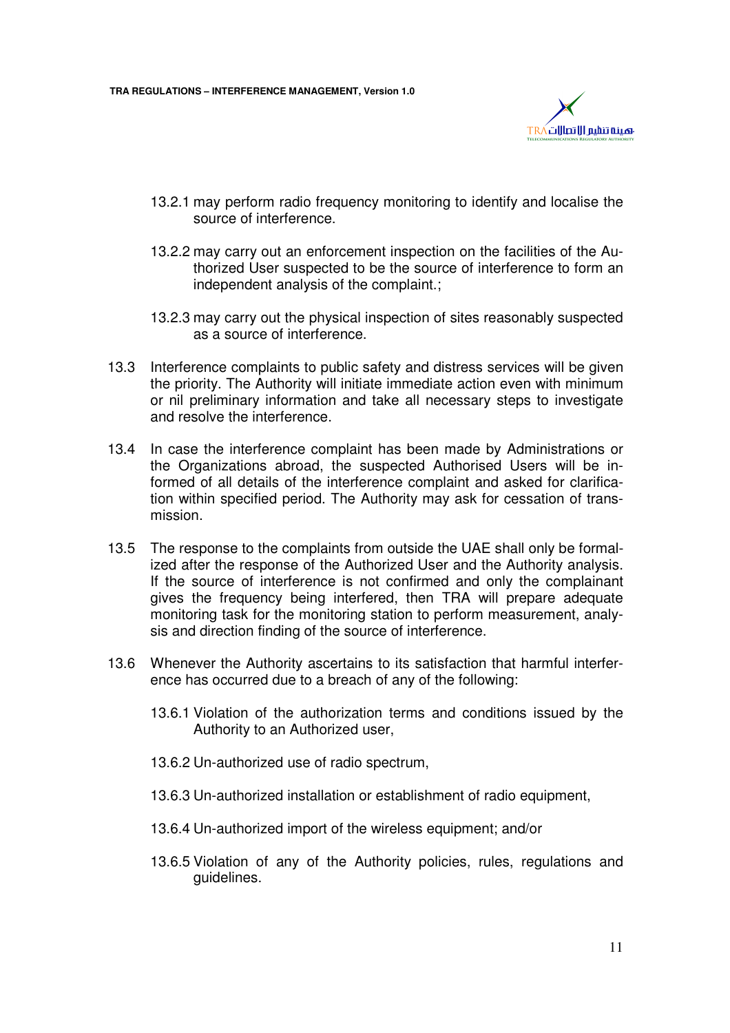13.2.1 may perform radio frequency monitoring to identify and localise the source of interference.

13.2.2 may carry out an enforcement inspection on the facilities of the Authorized User suspected to be the source of interference to form an independent analysis of the complaint.;

13.2.3 may carry out the physical inspection of sites reasonably suspected as a source of interference.

13.3 Interference complaints to public safety and distress services will be given the priority. The Authority will initiate immediate action even with minimum or nil preliminary information and take all necessary steps to investigate and resolve the interference.

13.4 In case the interference complaint has been made by Administrations or the Organizations abroad, the suspected Authorised Users will be informed of all details of the interference complaint and asked for clarification within specified period. The Authority may ask for cessation of transmission.

13.5 The response to the complaints from outside the UAE shall only be formalized after the response of the Authorized User and the Authority analysis. If the source of interference is not confirmed and only the complainant gives the frequency being interfered, then TRA will prepare adequate monitoring task for the monitoring station to perform measurement, analysis and direction finding of the source of interference.

13.6 Whenever the Authority ascertains to its satisfaction that harmful interference has occurred due to a breach of any of the following:

13.6.1 Violation of the authorization terms and conditions issued by the Authority to an Authorized user,

13.6.2 Un-authorized use of radio spectrum,

13.6.3 Un-authorized installation or establishment of radio equipment,

13.6.4 Un-authorized import of the wireless equipment; and/or

13.6.5 Violation of any of the Authority policies, rules, regulations and guidelines.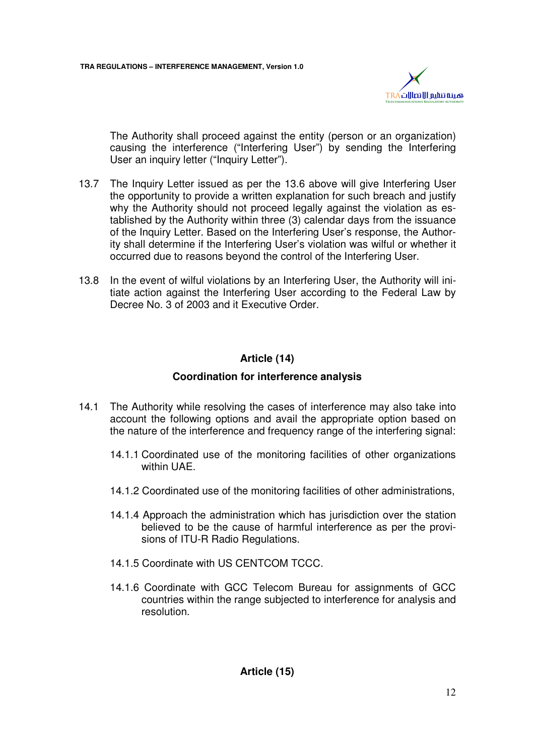The Authority shall proceed against the entity (person or an organization) causing the interference ("Interfering User") by sending the Interfering User an inquiry letter ("Inquiry Letter").

13.7 The Inquiry Letter issued as per the 13.6 above will give Interfering User the opportunity to provide a written explanation for such breach and justify why the Authority should not proceed legally against the violation as established by the Authority within three (3) calendar days from the issuance of the Inquiry Letter. Based on the Interfering User's response, the Authority shall determine if the Interfering User's violation was wilful or whether it occurred due to reasons beyond the control of the Interfering User.

13.8 In the event of wilful violations by an Interfering User, the Authority will initiate action against the Interfering User according to the Federal Law by Decree No. 3 of 2003 and it Executive Order.

## Article (14)

### Coordination for interference analysis

14.1 The Authority while resolving the cases of interference may also take into account the following options and avail the appropriate option based on the nature of the interference and frequency range of the interfering signal:

14.1.1 Coordinated use of the monitoring facilities of other organizations within UAE.

14.1.2 Coordinated use of the monitoring facilities of other administrations,

14.1.4 Approach the administration which has jurisdiction over the station believed to be the cause of harmful interference as per the provisions of ITU-R Radio Regulations.

14.1.5 Coordinate with US CENTCOM TCCC.

14.1.6 Coordinate with GCC Telecom Bureau for assignments of GCC countries within the range subjected to interference for analysis and resolution.

## Article (15)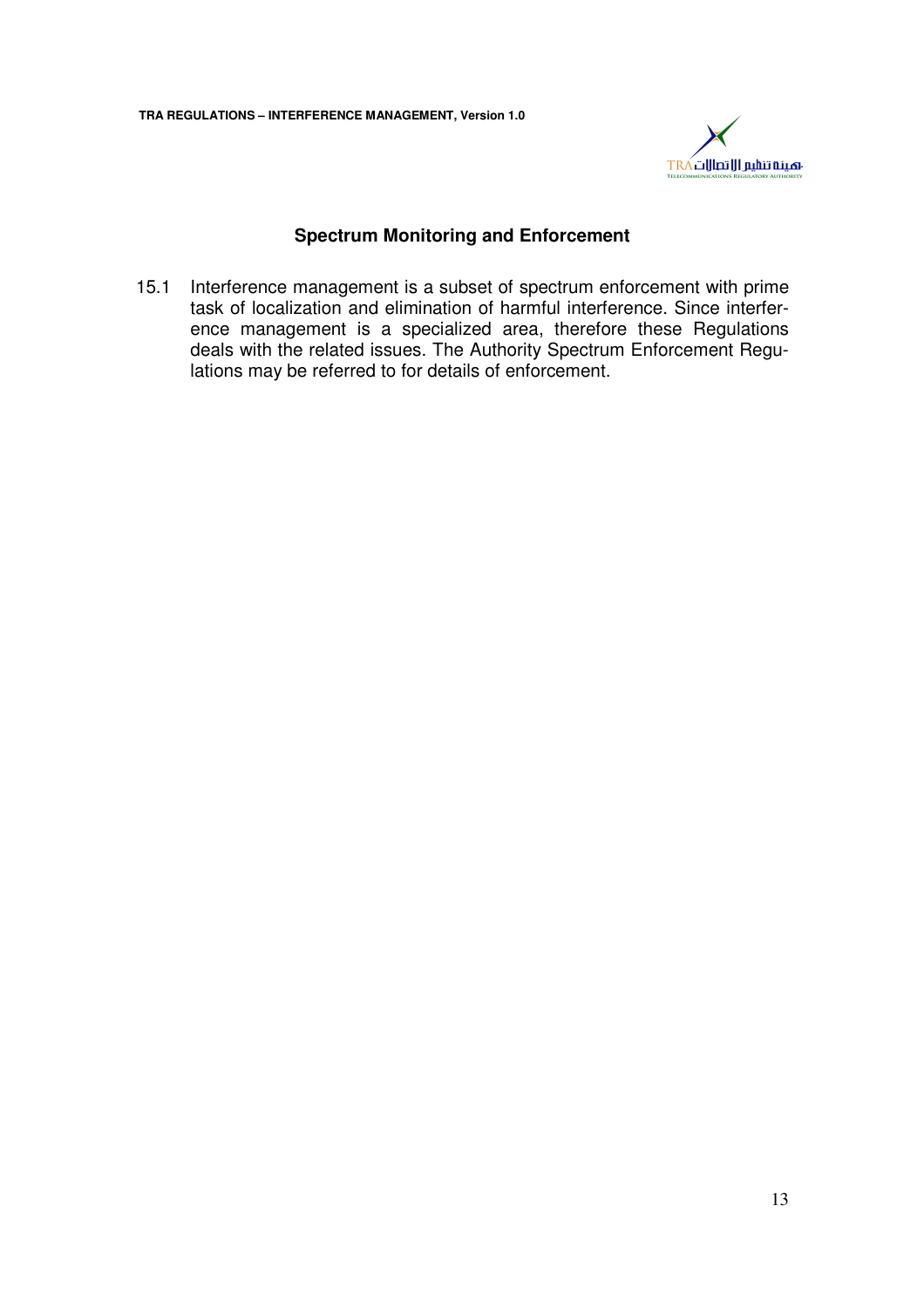## Spectrum Monitoring and Enforcement

15.1 Interference management is a subset of spectrum enforcement with prime task of localization and elimination of harmful interference. Since interference management is a specialized area, therefore these Regulations deals with the related issues. The Authority Spectrum Enforcement Regulations may be referred to for details of enforcement.